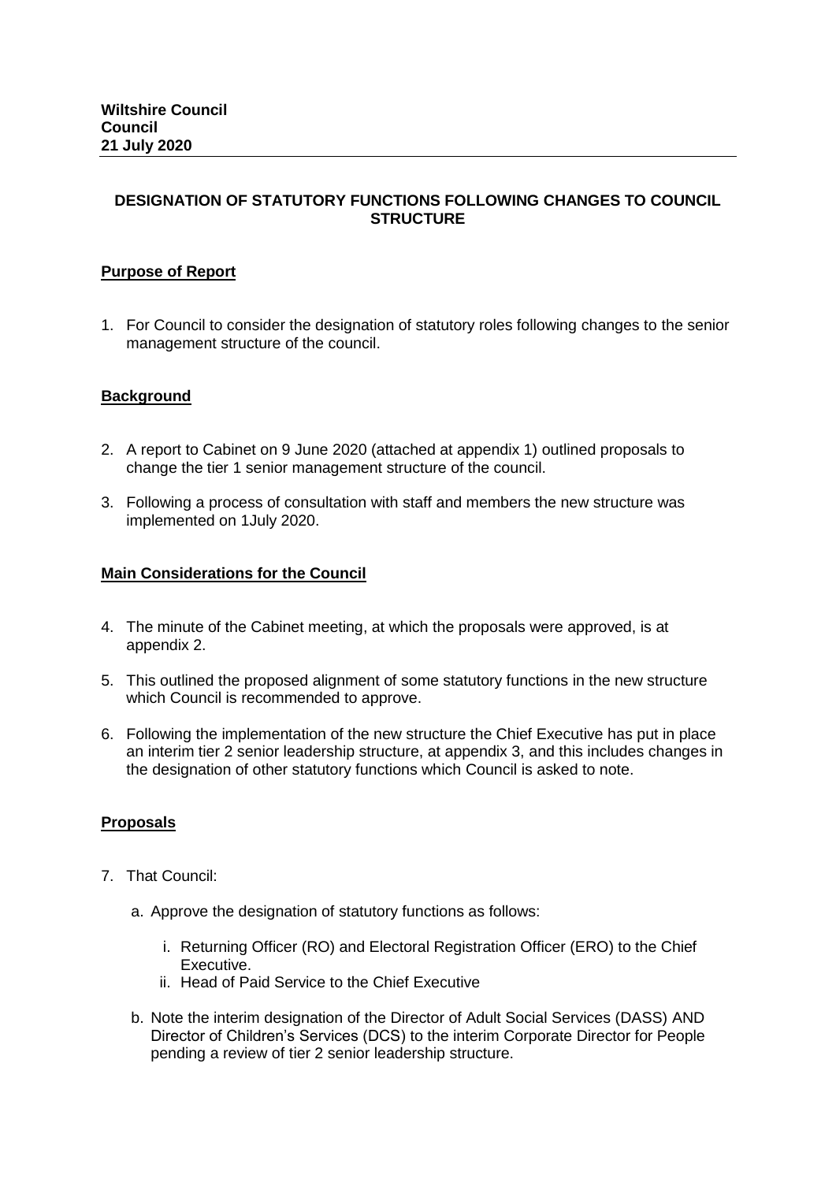**Wiltshire Council**
**Council**
**21 July 2020**

---

## DESIGNATION OF STATUTORY FUNCTIONS FOLLOWING CHANGES TO COUNCIL STRUCTURE

### Purpose of Report

1. For Council to consider the designation of statutory roles following changes to the senior management structure of the council.

### Background

2. A report to Cabinet on 9 June 2020 (attached at appendix 1) outlined proposals to change the tier 1 senior management structure of the council.

3. Following a process of consultation with staff and members the new structure was implemented on 1July 2020.

### Main Considerations for the Council

4. The minute of the Cabinet meeting, at which the proposals were approved, is at appendix 2.

5. This outlined the proposed alignment of some statutory functions in the new structure which Council is recommended to approve.

6. Following the implementation of the new structure the Chief Executive has put in place an interim tier 2 senior leadership structure, at appendix 3, and this includes changes in the designation of other statutory functions which Council is asked to note.

### Proposals

7. That Council:

   a. Approve the designation of statutory functions as follows:

      i. Returning Officer (RO) and Electoral Registration Officer (ERO) to the Chief Executive.
      ii. Head of Paid Service to the Chief Executive

   b. Note the interim designation of the Director of Adult Social Services (DASS) AND Director of Children's Services (DCS) to the interim Corporate Director for People pending a review of tier 2 senior leadership structure.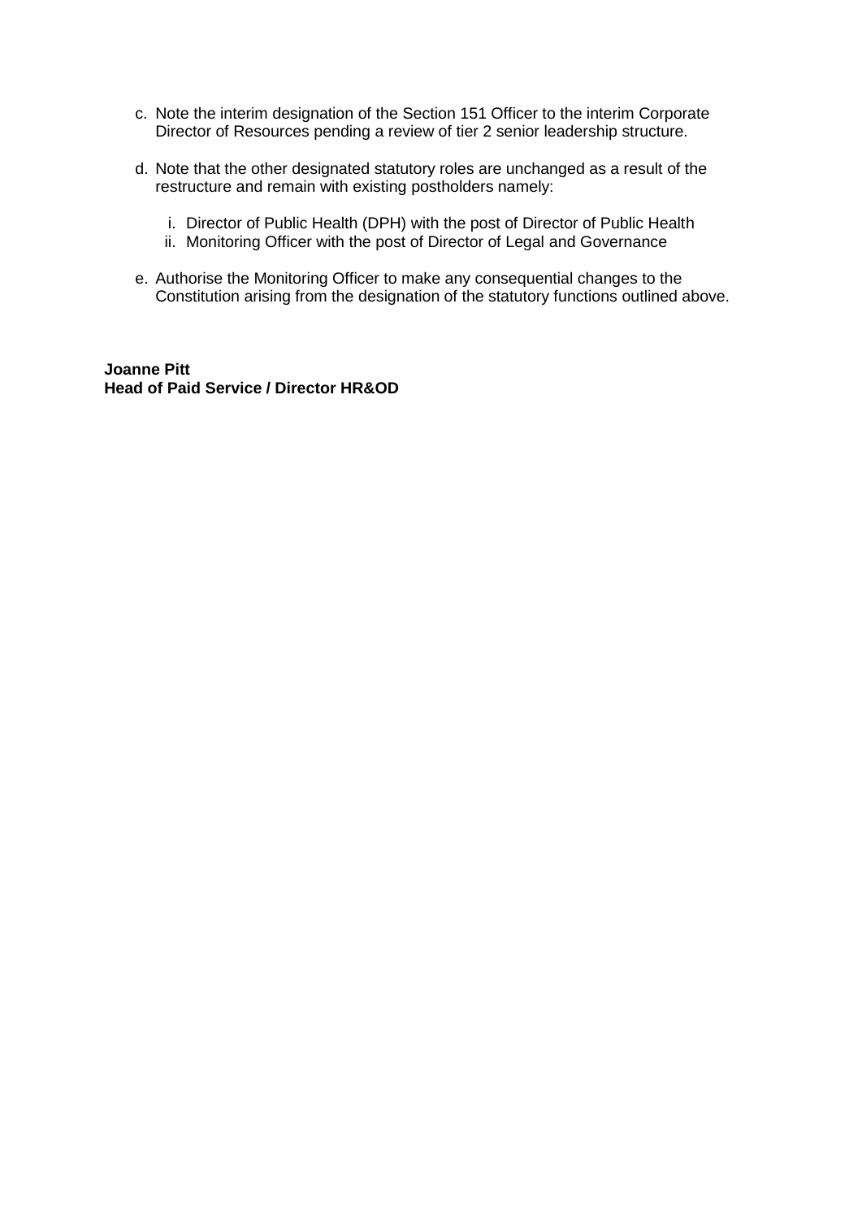c. Note the interim designation of the Section 151 Officer to the interim Corporate Director of Resources pending a review of tier 2 senior leadership structure.

d. Note that the other designated statutory roles are unchanged as a result of the restructure and remain with existing postholders namely:

   i. Director of Public Health (DPH) with the post of Director of Public Health
   ii. Monitoring Officer with the post of Director of Legal and Governance

e. Authorise the Monitoring Officer to make any consequential changes to the Constitution arising from the designation of the statutory functions outlined above.

**Joanne Pitt**
**Head of Paid Service / Director HR&OD**